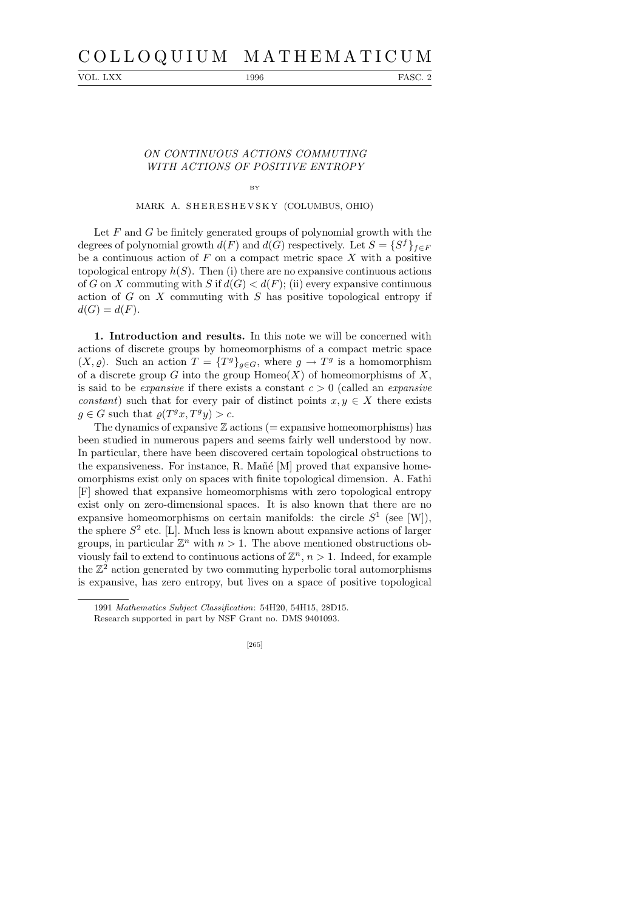# ON CONTINUOUS ACTIONS COMMUTING WITH ACTIONS OF POSITIVE ENTROPY

BY

MARK A. SHERESHEVSKY (COLUMBUS, OHIO)

Let $F$ and $G$ be finitely generated groups of polynomial growth with the degrees of polynomial growth $d(F)$ and $d(G)$ respectively. Let $S = \{S^f\}_{f \in F}$ be a continuous action of $F$ on a compact metric space $X$ with a positive topological entropy $h(S)$. Then (i) there are no expansive continuous actions of $G$ on $X$ commuting with $S$ if $d(G) < d(F)$; (ii) every expansive continuous action of $G$ on $X$ commuting with $S$ has positive topological entropy if $d(G) = d(F)$.

**1. Introduction and results.** In this note we will be concerned with actions of discrete groups by homeomorphisms of a compact metric space $(X, \varrho)$. Such an action $T = \{T^g\}_{g \in G}$, where $g \to T^g$ is a homomorphism of a discrete group $G$ into the group $\text{Homeo}(X)$ of homeomorphisms of $X$, is said to be *expansive* if there exists a constant $c > 0$ (called an *expansive constant*) such that for every pair of distinct points $x, y \in X$ there exists $g \in G$ such that $\varrho(T^g x, T^g y) > c$.

The dynamics of expansive $\mathbb{Z}$ actions (= expansive homeomorphisms) has been studied in numerous papers and seems fairly well understood by now. In particular, there have been discovered certain topological obstructions to the expansiveness. For instance, R. Mañé [M] proved that expansive homeomorphisms exist only on spaces with finite topological dimension. A. Fathi [F] showed that expansive homeomorphisms with zero topological entropy exist only on zero-dimensional spaces. It is also known that there are no expansive homeomorphisms on certain manifolds: the circle $S^1$ (see [W]), the sphere $S^2$ etc. [L]. Much less is known about expansive actions of larger groups, in particular $\mathbb{Z}^n$ with $n > 1$. The above mentioned obstructions obviously fail to extend to continuous actions of $\mathbb{Z}^n$, $n > 1$. Indeed, for example the $\mathbb{Z}^2$ action generated by two commuting hyperbolic toral automorphisms is expansive, has zero entropy, but lives on a space of positive topological

1991 *Mathematics Subject Classification*: 54H20, 54H15, 28D15.

Research supported in part by NSF Grant no. DMS 9401093.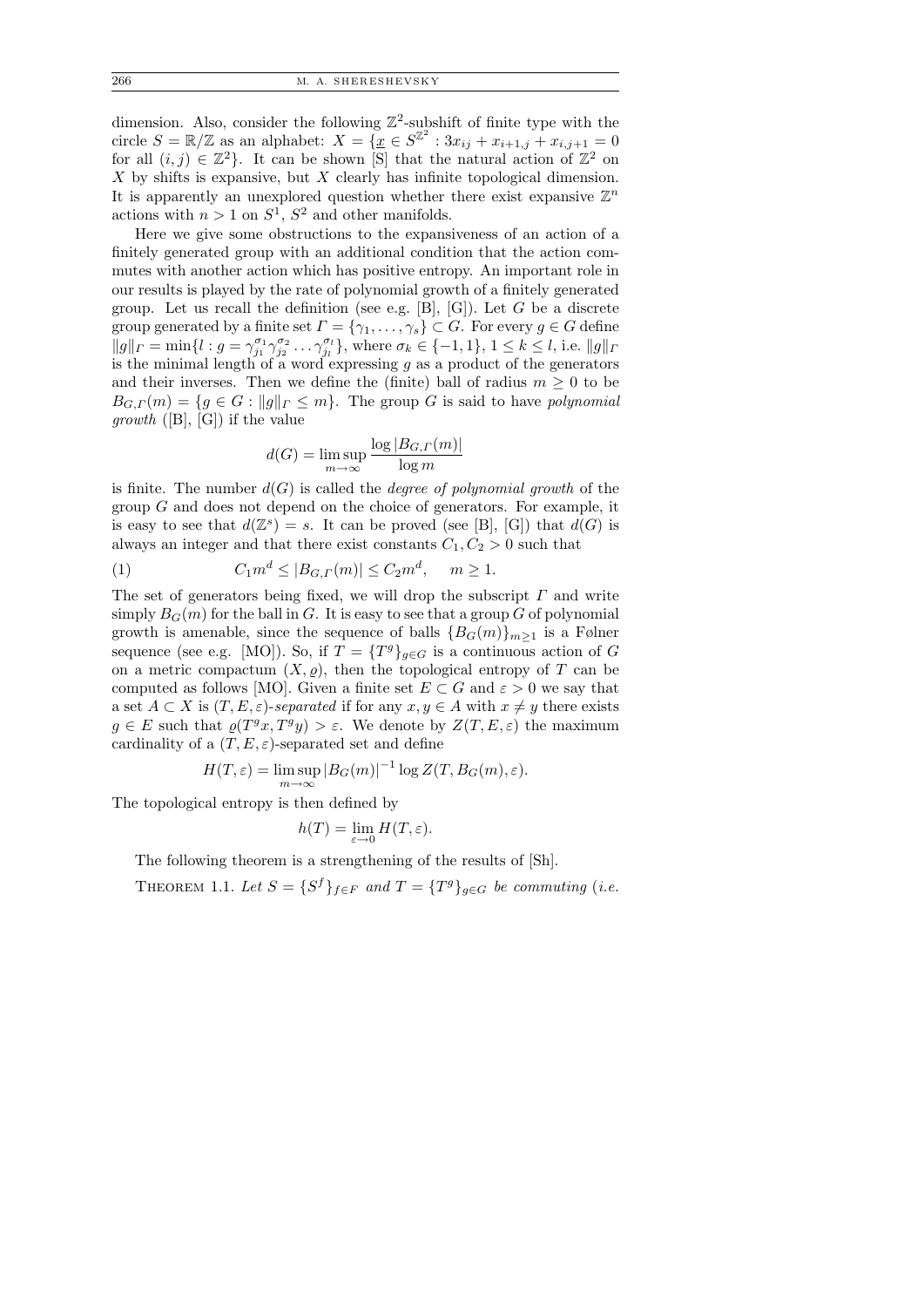dimension. Also, consider the following $\mathbb{Z}^2$-subshift of finite type with the circle $S = \mathbb{R}/\mathbb{Z}$ as an alphabet: $X = \{\underline{x} \in S^{\mathbb{Z}^2} : 3x_{ij} + x_{i+1,j} + x_{i,j+1} = 0$ for all $(i,j) \in \mathbb{Z}^2\}$. It can be shown [S] that the natural action of $\mathbb{Z}^2$ on $X$ by shifts is expansive, but $X$ clearly has infinite topological dimension. It is apparently an unexplored question whether there exist expansive $\mathbb{Z}^n$ actions with $n > 1$ on $S^1$, $S^2$ and other manifolds.

Here we give some obstructions to the expansiveness of an action of a finitely generated group with an additional condition that the action commutes with another action which has positive entropy. An important role in our results is played by the rate of polynomial growth of a finitely generated group. Let us recall the definition (see e.g. [B], [G]). Let $G$ be a discrete group generated by a finite set $\Gamma = \{\gamma_1, \ldots, \gamma_s\} \subset G$. For every $g \in G$ define $\|g\|_\Gamma = \min\{l : g = \gamma_{j_1}^{\sigma_1}\gamma_{j_2}^{\sigma_2}\ldots\gamma_{j_l}^{\sigma_l}\}$, where $\sigma_k \in \{-1, 1\}$, $1 \le k \le l$, i.e. $\|g\|_\Gamma$ is the minimal length of a word expressing $g$ as a product of the generators and their inverses. Then we define the (finite) ball of radius $m \ge 0$ to be $B_{G,\Gamma}(m) = \{g \in G : \|g\|_\Gamma \le m\}$. The group $G$ is said to have *polynomial growth* ([B], [G]) if the value

$$d(G) = \limsup_{m\to\infty} \frac{\log |B_{G,\Gamma}(m)|}{\log m}$$

is finite. The number $d(G)$ is called the *degree of polynomial growth* of the group $G$ and does not depend on the choice of generators. For example, it is easy to see that $d(\mathbb{Z}^s) = s$. It can be proved (see [B], [G]) that $d(G)$ is always an integer and that there exist constants $C_1, C_2 > 0$ such that

$$C_1 m^d \le |B_{G,\Gamma}(m)| \le C_2 m^d, \quad m \ge 1. \tag{1}$$

The set of generators being fixed, we will drop the subscript $\Gamma$ and write simply $B_G(m)$ for the ball in $G$. It is easy to see that a group $G$ of polynomial growth is amenable, since the sequence of balls $\{B_G(m)\}_{m\ge1}$ is a Følner sequence (see e.g. [MO]). So, if $T = \{T^g\}_{g\in G}$ is a continuous action of $G$ on a metric compactum $(X, \varrho)$, then the topological entropy of $T$ can be computed as follows [MO]. Given a finite set $E \subset G$ and $\varepsilon > 0$ we say that a set $A \subset X$ is $(T, E, \varepsilon)$-*separated* if for any $x, y \in A$ with $x \ne y$ there exists $g \in E$ such that $\varrho(T^g x, T^g y) > \varepsilon$. We denote by $Z(T, E, \varepsilon)$ the maximum cardinality of a $(T, E, \varepsilon)$-separated set and define

$$H(T, \varepsilon) = \limsup_{m\to\infty} |B_G(m)|^{-1} \log Z(T, B_G(m), \varepsilon).$$

The topological entropy is then defined by

$$h(T) = \lim_{\varepsilon\to0} H(T, \varepsilon).$$

The following theorem is a strengthening of the results of [Sh].

THEOREM 1.1. *Let $S = \{S^f\}_{f\in F}$ and $T = \{T^g\}_{g\in G}$ be commuting* (*i.e.*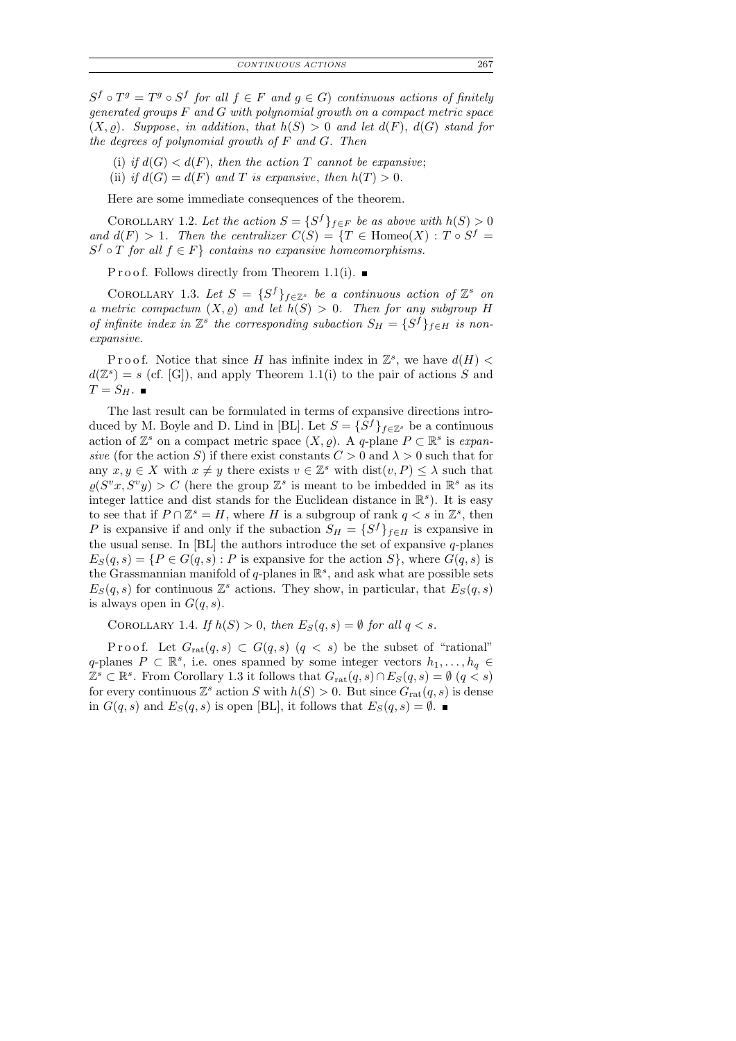$S^f \circ T^g = T^g \circ S^f$ *for all* $f \in F$ *and* $g \in G$) *continuous actions of finitely generated groups* $F$ *and* $G$ *with polynomial growth on a compact metric space* $(X, \varrho)$. *Suppose*, *in addition*, *that* $h(S) > 0$ *and let* $d(F)$, $d(G)$ *stand for the degrees of polynomial growth of* $F$ *and* $G$. *Then*

(i) *if* $d(G) < d(F)$, *then the action* $T$ *cannot be expansive*;

(ii) *if* $d(G) = d(F)$ *and* $T$ *is expansive*, *then* $h(T) > 0$.

Here are some immediate consequences of the theorem.

COROLLARY 1.2. *Let the action* $S = \{S^f\}_{f\in F}$ *be as above with* $h(S) > 0$ *and* $d(F) > 1$. *Then the centralizer* $C(S) = \{T \in \mathrm{Homeo}(X) : T \circ S^f = S^f \circ T$ *for all* $f \in F\}$ *contains no expansive homeomorphisms.*

Proof. Follows directly from Theorem 1.1(i). ∎

COROLLARY 1.3. *Let* $S = \{S^f\}_{f\in\mathbb{Z}^s}$ *be a continuous action of* $\mathbb{Z}^s$ *on a metric compactum* $(X, \varrho)$ *and let* $h(S) > 0$. *Then for any subgroup* $H$ *of infinite index in* $\mathbb{Z}^s$ *the corresponding subaction* $S_H = \{S^f\}_{f\in H}$ *is non-expansive.*

Proof. Notice that since $H$ has infinite index in $\mathbb{Z}^s$, we have $d(H) < d(\mathbb{Z}^s) = s$ (cf. [G]), and apply Theorem 1.1(i) to the pair of actions $S$ and $T = S_H$. ∎

The last result can be formulated in terms of expansive directions introduced by M. Boyle and D. Lind in [BL]. Let $S = \{S^f\}_{f\in\mathbb{Z}^s}$ be a continuous action of $\mathbb{Z}^s$ on a compact metric space $(X, \varrho)$. A $q$-plane $P \subset \mathbb{R}^s$ is *expansive* (for the action $S$) if there exist constants $C > 0$ and $\lambda > 0$ such that for any $x, y \in X$ with $x \neq y$ there exists $v \in \mathbb{Z}^s$ with $\mathrm{dist}(v, P) \le \lambda$ such that $\varrho(S^v x, S^v y) > C$ (here the group $\mathbb{Z}^s$ is meant to be imbedded in $\mathbb{R}^s$ as its integer lattice and dist stands for the Euclidean distance in $\mathbb{R}^s$). It is easy to see that if $P \cap \mathbb{Z}^s = H$, where $H$ is a subgroup of rank $q < s$ in $\mathbb{Z}^s$, then $P$ is expansive if and only if the subaction $S_H = \{S^f\}_{f\in H}$ is expansive in the usual sense. In [BL] the authors introduce the set of expansive $q$-planes $E_S(q, s) = \{P \in G(q, s) : P$ is expansive for the action $S\}$, where $G(q, s)$ is the Grassmannian manifold of $q$-planes in $\mathbb{R}^s$, and ask what are possible sets $E_S(q, s)$ for continuous $\mathbb{Z}^s$ actions. They show, in particular, that $E_S(q, s)$ is always open in $G(q, s)$.

COROLLARY 1.4. *If* $h(S) > 0$, *then* $E_S(q, s) = \emptyset$ *for all* $q < s$.

Proof. Let $G_{\mathrm{rat}}(q, s) \subset G(q, s)$ $(q < s)$ be the subset of "rational" $q$-planes $P \subset \mathbb{R}^s$, i.e. ones spanned by some integer vectors $h_1, \ldots, h_q \in \mathbb{Z}^s \subset \mathbb{R}^s$. From Corollary 1.3 it follows that $G_{\mathrm{rat}}(q, s) \cap E_S(q, s) = \emptyset$ $(q < s)$ for every continuous $\mathbb{Z}^s$ action $S$ with $h(S) > 0$. But since $G_{\mathrm{rat}}(q, s)$ is dense in $G(q, s)$ and $E_S(q, s)$ is open [BL], it follows that $E_S(q, s) = \emptyset$. ∎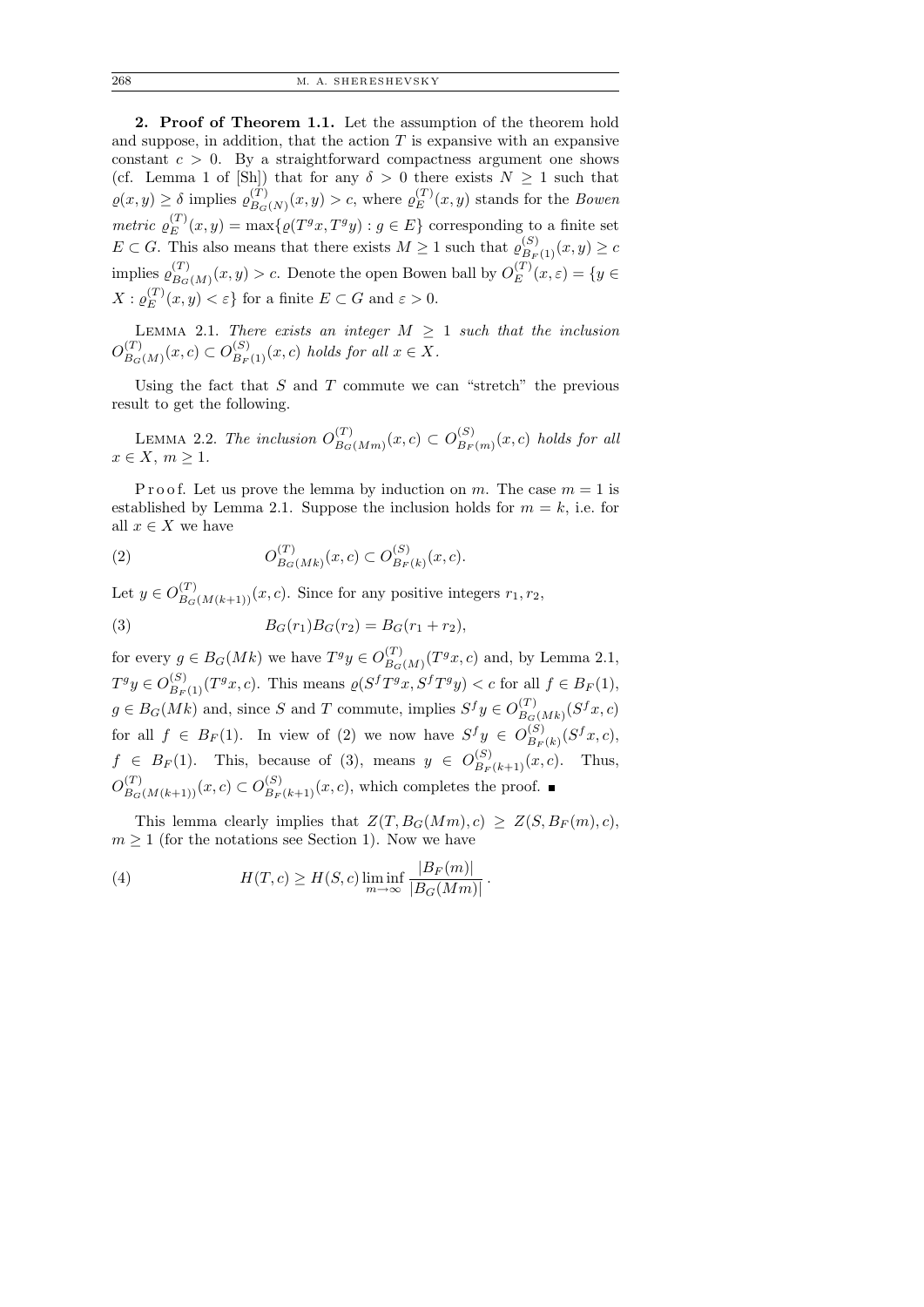**2. Proof of Theorem 1.1.** Let the assumption of the theorem hold and suppose, in addition, that the action $T$ is expansive with an expansive constant $c > 0$. By a straightforward compactness argument one shows (cf. Lemma 1 of [Sh]) that for any $\delta > 0$ there exists $N \ge 1$ such that $\varrho(x,y) \ge \delta$ implies $\varrho^{(T)}_{B_G(N)}(x,y) > c$, where $\varrho^{(T)}_E(x,y)$ stands for the *Bowen metric* $\varrho^{(T)}_E(x,y) = \max\{\varrho(T^g x, T^g y) : g \in E\}$ corresponding to a finite set $E \subset G$. This also means that there exists $M \ge 1$ such that $\varrho^{(S)}_{B_F(1)}(x,y) \ge c$ implies $\varrho^{(T)}_{B_G(M)}(x,y) > c$. Denote the open Bowen ball by $O^{(T)}_E(x,\varepsilon) = \{y \in X : \varrho^{(T)}_E(x,y) < \varepsilon\}$ for a finite $E \subset G$ and $\varepsilon > 0$.

Lemma 2.1. *There exists an integer $M \ge 1$ such that the inclusion $O^{(T)}_{B_G(M)}(x,c) \subset O^{(S)}_{B_F(1)}(x,c)$ holds for all $x \in X$.*

Using the fact that $S$ and $T$ commute we can "stretch" the previous result to get the following.

Lemma 2.2. *The inclusion $O^{(T)}_{B_G(Mm)}(x,c) \subset O^{(S)}_{B_F(m)}(x,c)$ holds for all $x \in X$, $m \ge 1$.*

Proof. Let us prove the lemma by induction on $m$. The case $m = 1$ is established by Lemma 2.1. Suppose the inclusion holds for $m = k$, i.e. for all $x \in X$ we have

$$O^{(T)}_{B_G(Mk)}(x,c) \subset O^{(S)}_{B_F(k)}(x,c). \tag{2}$$

Let $y \in O^{(T)}_{B_G(M(k+1))}(x,c)$. Since for any positive integers $r_1, r_2$,

$$B_G(r_1)B_G(r_2) = B_G(r_1 + r_2), \tag{3}$$

for every $g \in B_G(Mk)$ we have $T^g y \in O^{(T)}_{B_G(M)}(T^g x, c)$ and, by Lemma 2.1, $T^g y \in O^{(S)}_{B_F(1)}(T^g x, c)$. This means $\varrho(S^f T^g x, S^f T^g y) < c$ for all $f \in B_F(1)$, $g \in B_G(Mk)$ and, since $S$ and $T$ commute, implies $S^f y \in O^{(T)}_{B_G(Mk)}(S^f x, c)$ for all $f \in B_F(1)$. In view of (2) we now have $S^f y \in O^{(S)}_{B_F(k)}(S^f x, c)$, $f \in B_F(1)$. This, because of (3), means $y \in O^{(S)}_{B_F(k+1)}(x,c)$. Thus, $O^{(T)}_{B_G(M(k+1))}(x,c) \subset O^{(S)}_{B_F(k+1)}(x,c)$, which completes the proof. ∎

This lemma clearly implies that $Z(T, B_G(Mm), c) \ge Z(S, B_F(m), c)$, $m \ge 1$ (for the notations see Section 1). Now we have

$$H(T,c) \ge H(S,c) \liminf_{m\to\infty} \frac{|B_F(m)|}{|B_G(Mm)|}\,. \tag{4}$$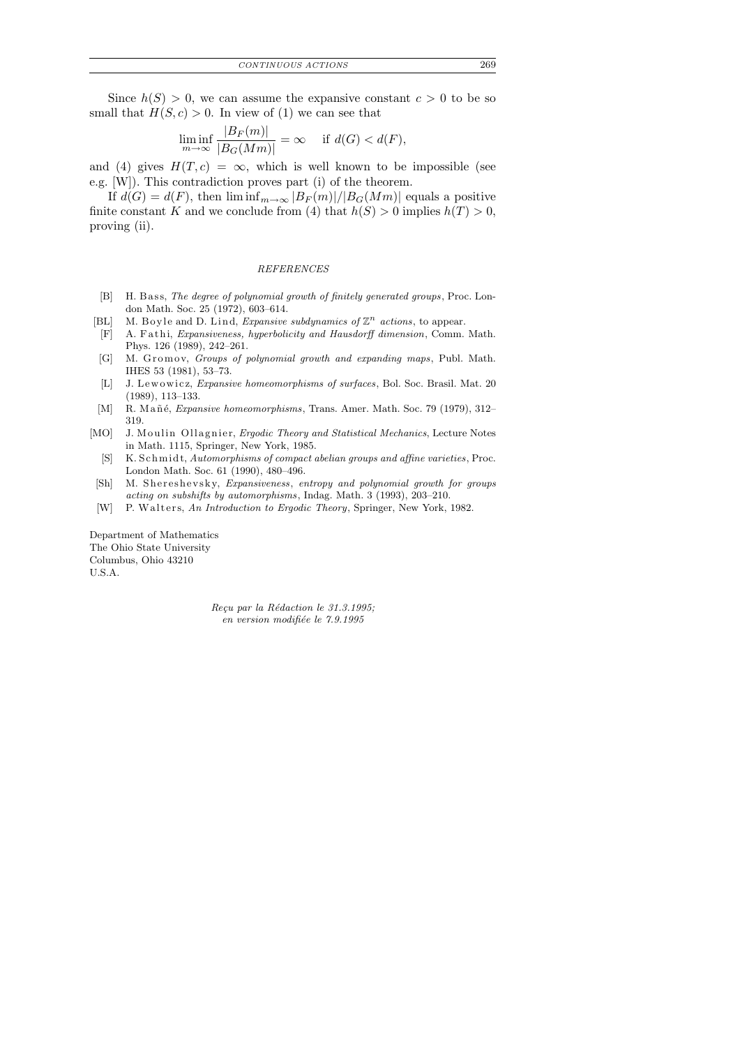Since $h(S) > 0$, we can assume the expansive constant $c > 0$ to be so small that $H(S, c) > 0$. In view of (1) we can see that

$$\liminf_{m\to\infty} \frac{|B_F(m)|}{|B_G(Mm)|} = \infty \quad \text{if } d(G) < d(F),$$

and (4) gives $H(T, c) = \infty$, which is well known to be impossible (see e.g. [W]). This contradiction proves part (i) of the theorem.

If $d(G) = d(F)$, then $\liminf_{m\to\infty} |B_F(m)|/|B_G(Mm)|$ equals a positive finite constant $K$ and we conclude from (4) that $h(S) > 0$ implies $h(T) > 0$, proving (ii).

### REFERENCES

- [B] H. Bass, *The degree of polynomial growth of finitely generated groups*, Proc. London Math. Soc. 25 (1972), 603–614.
- [BL] M. Boyle and D. Lind, *Expansive subdynamics of $\mathbb{Z}^n$ actions*, to appear.
- [F] A. Fathi, *Expansiveness, hyperbolicity and Hausdorff dimension*, Comm. Math. Phys. 126 (1989), 242–261.
- [G] M. Gromov, *Groups of polynomial growth and expanding maps*, Publ. Math. IHES 53 (1981), 53–73.
- [L] J. Lewowicz, *Expansive homeomorphisms of surfaces*, Bol. Soc. Brasil. Mat. 20 (1989), 113–133.
- [M] R. Mañé, *Expansive homeomorphisms*, Trans. Amer. Math. Soc. 79 (1979), 312–319.
- [MO] J. Moulin Ollagnier, *Ergodic Theory and Statistical Mechanics*, Lecture Notes in Math. 1115, Springer, New York, 1985.
- [S] K. Schmidt, *Automorphisms of compact abelian groups and affine varieties*, Proc. London Math. Soc. 61 (1990), 480–496.
- [Sh] M. Shereshevsky, *Expansiveness, entropy and polynomial growth for groups acting on subshifts by automorphisms*, Indag. Math. 3 (1993), 203–210.
- [W] P. Walters, *An Introduction to Ergodic Theory*, Springer, New York, 1982.

Department of Mathematics
The Ohio State University
Columbus, Ohio 43210
U.S.A.

*Reçu par la Rédaction le 31.3.1995;*
*en version modifiée le 7.9.1995*